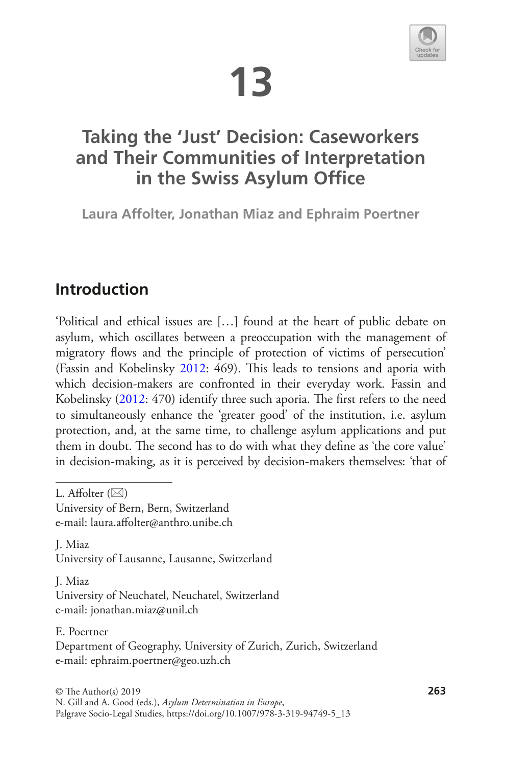# 13

# Taking the 'Just' Decision: Caseworkers and Their Communities of Interpretation in the Swiss Asylum Office

**Laura Affolter, Jonathan Miaz and Ephraim Poertner**

## Introduction

'Political and ethical issues are […] found at the heart of public debate on asylum, which oscillates between a preoccupation with the management of migratory flows and the principle of protection of victims of persecution' (Fassin and Kobelinsky 2012: 469). This leads to tensions and aporia with which decision-makers are confronted in their everyday work. Fassin and Kobelinsky (2012: 470) identify three such aporia. The first refers to the need to simultaneously enhance the 'greater good' of the institution, i.e. asylum protection, and, at the same time, to challenge asylum applications and put them in doubt. The second has to do with what they define as 'the core value' in decision-making, as it is perceived by decision-makers themselves: 'that of

---

L. Affolter (✉)
University of Bern, Bern, Switzerland
e-mail: laura.affolter@anthro.unibe.ch

J. Miaz
University of Lausanne, Lausanne, Switzerland

J. Miaz
University of Neuchatel, Neuchatel, Switzerland
e-mail: jonathan.miaz@unil.ch

E. Poertner
Department of Geography, University of Zurich, Zurich, Switzerland
e-mail: ephraim.poertner@geo.uzh.ch

© The Author(s) 2019
N. Gill and A. Good (eds.), *Asylum Determination in Europe*,
Palgrave Socio-Legal Studies, https://doi.org/10.1007/978-3-319-94749-5_13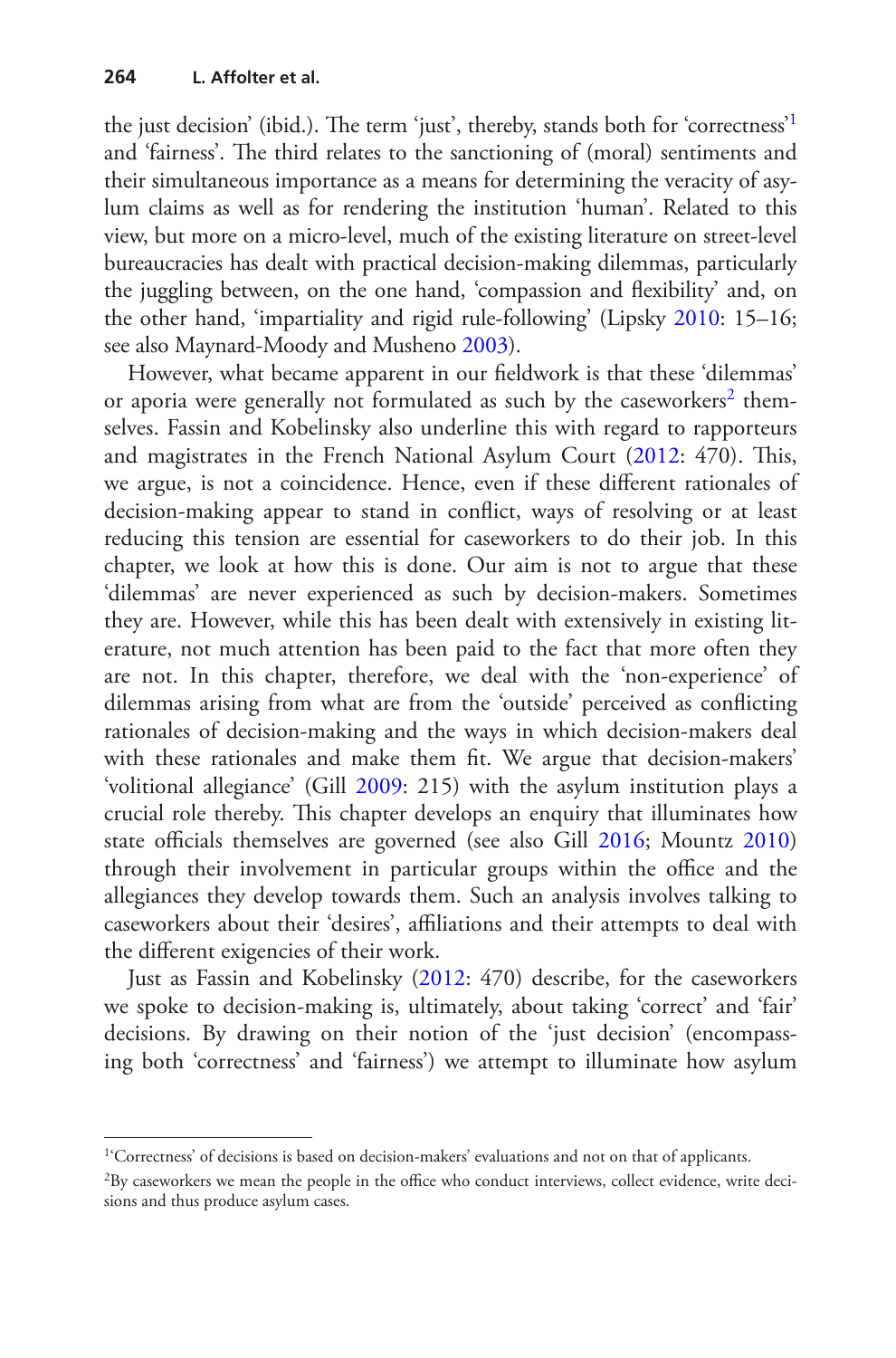the just decision' (ibid.). The term 'just', thereby, stands both for 'correctness'[1] and 'fairness'. The third relates to the sanctioning of (moral) sentiments and their simultaneous importance as a means for determining the veracity of asylum claims as well as for rendering the institution 'human'. Related to this view, but more on a micro-level, much of the existing literature on street-level bureaucracies has dealt with practical decision-making dilemmas, particularly the juggling between, on the one hand, 'compassion and flexibility' and, on the other hand, 'impartiality and rigid rule-following' (Lipsky 2010: 15–16; see also Maynard-Moody and Musheno 2003).

However, what became apparent in our fieldwork is that these 'dilemmas' or aporia were generally not formulated as such by the caseworkers[2] themselves. Fassin and Kobelinsky also underline this with regard to rapporteurs and magistrates in the French National Asylum Court (2012: 470). This, we argue, is not a coincidence. Hence, even if these different rationales of decision-making appear to stand in conflict, ways of resolving or at least reducing this tension are essential for caseworkers to do their job. In this chapter, we look at how this is done. Our aim is not to argue that these 'dilemmas' are never experienced as such by decision-makers. Sometimes they are. However, while this has been dealt with extensively in existing literature, not much attention has been paid to the fact that more often they are not. In this chapter, therefore, we deal with the 'non-experience' of dilemmas arising from what are from the 'outside' perceived as conflicting rationales of decision-making and the ways in which decision-makers deal with these rationales and make them fit. We argue that decision-makers' 'volitional allegiance' (Gill 2009: 215) with the asylum institution plays a crucial role thereby. This chapter develops an enquiry that illuminates how state officials themselves are governed (see also Gill 2016; Mountz 2010) through their involvement in particular groups within the office and the allegiances they develop towards them. Such an analysis involves talking to caseworkers about their 'desires', affiliations and their attempts to deal with the different exigencies of their work.

Just as Fassin and Kobelinsky (2012: 470) describe, for the caseworkers we spoke to decision-making is, ultimately, about taking 'correct' and 'fair' decisions. By drawing on their notion of the 'just decision' (encompassing both 'correctness' and 'fairness') we attempt to illuminate how asylum

---

[1] 'Correctness' of decisions is based on decision-makers' evaluations and not on that of applicants.

[2] By caseworkers we mean the people in the office who conduct interviews, collect evidence, write decisions and thus produce asylum cases.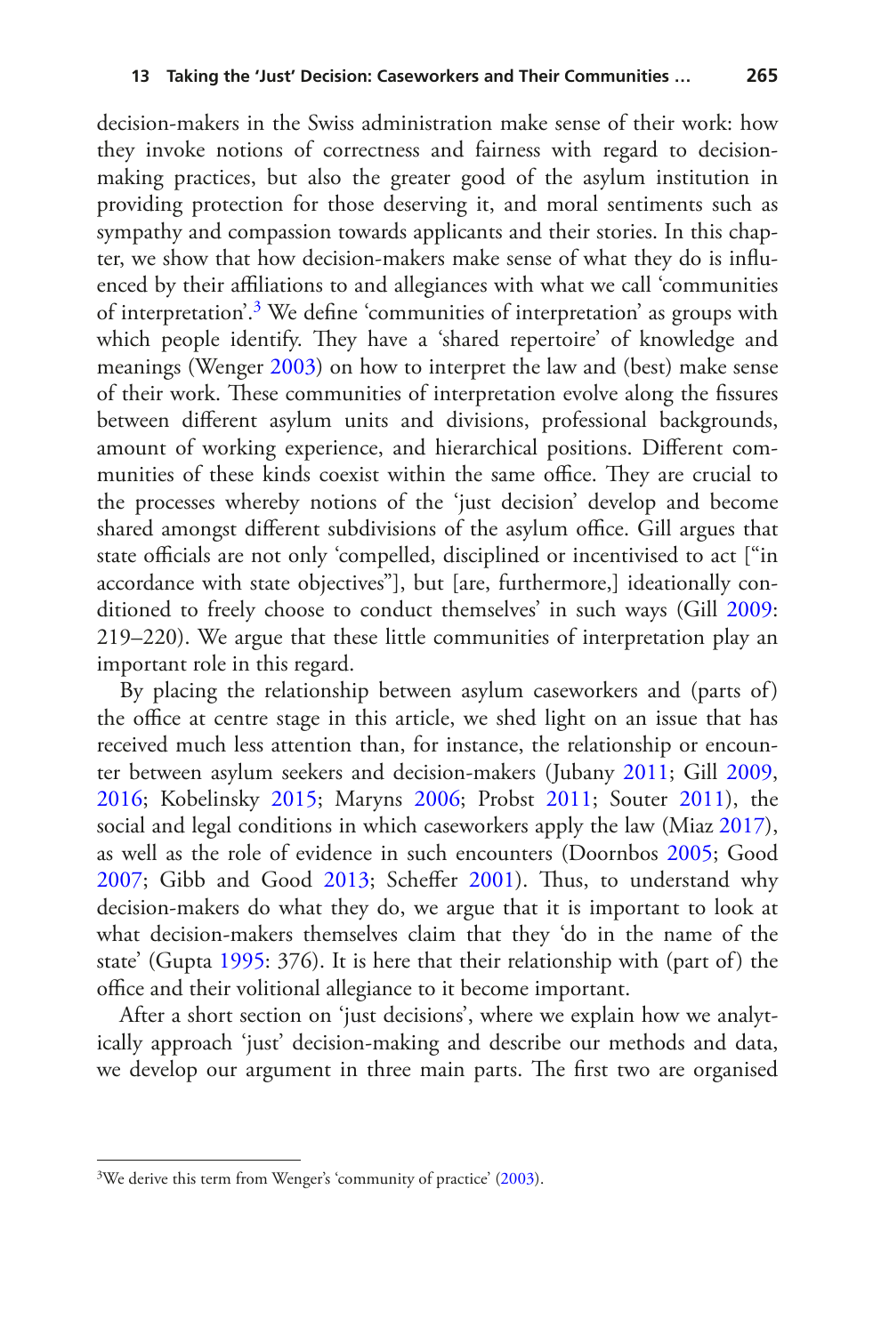decision-makers in the Swiss administration make sense of their work: how they invoke notions of correctness and fairness with regard to decision-making practices, but also the greater good of the asylum institution in providing protection for those deserving it, and moral sentiments such as sympathy and compassion towards applicants and their stories. In this chapter, we show that how decision-makers make sense of what they do is influenced by their affiliations to and allegiances with what we call 'communities of interpretation'.[3] We define 'communities of interpretation' as groups with which people identify. They have a 'shared repertoire' of knowledge and meanings (Wenger 2003) on how to interpret the law and (best) make sense of their work. These communities of interpretation evolve along the fissures between different asylum units and divisions, professional backgrounds, amount of working experience, and hierarchical positions. Different communities of these kinds coexist within the same office. They are crucial to the processes whereby notions of the 'just decision' develop and become shared amongst different subdivisions of the asylum office. Gill argues that state officials are not only 'compelled, disciplined or incentivised to act ["in accordance with state objectives"], but [are, furthermore,] ideationally conditioned to freely choose to conduct themselves' in such ways (Gill 2009: 219–220). We argue that these little communities of interpretation play an important role in this regard.

By placing the relationship between asylum caseworkers and (parts of) the office at centre stage in this article, we shed light on an issue that has received much less attention than, for instance, the relationship or encounter between asylum seekers and decision-makers (Jubany 2011; Gill 2009, 2016; Kobelinsky 2015; Maryns 2006; Probst 2011; Souter 2011), the social and legal conditions in which caseworkers apply the law (Miaz 2017), as well as the role of evidence in such encounters (Doornbos 2005; Good 2007; Gibb and Good 2013; Scheffer 2001). Thus, to understand why decision-makers do what they do, we argue that it is important to look at what decision-makers themselves claim that they 'do in the name of the state' (Gupta 1995: 376). It is here that their relationship with (part of) the office and their volitional allegiance to it become important.

After a short section on 'just decisions', where we explain how we analytically approach 'just' decision-making and describe our methods and data, we develop our argument in three main parts. The first two are organised

[3] We derive this term from Wenger's 'community of practice' (2003).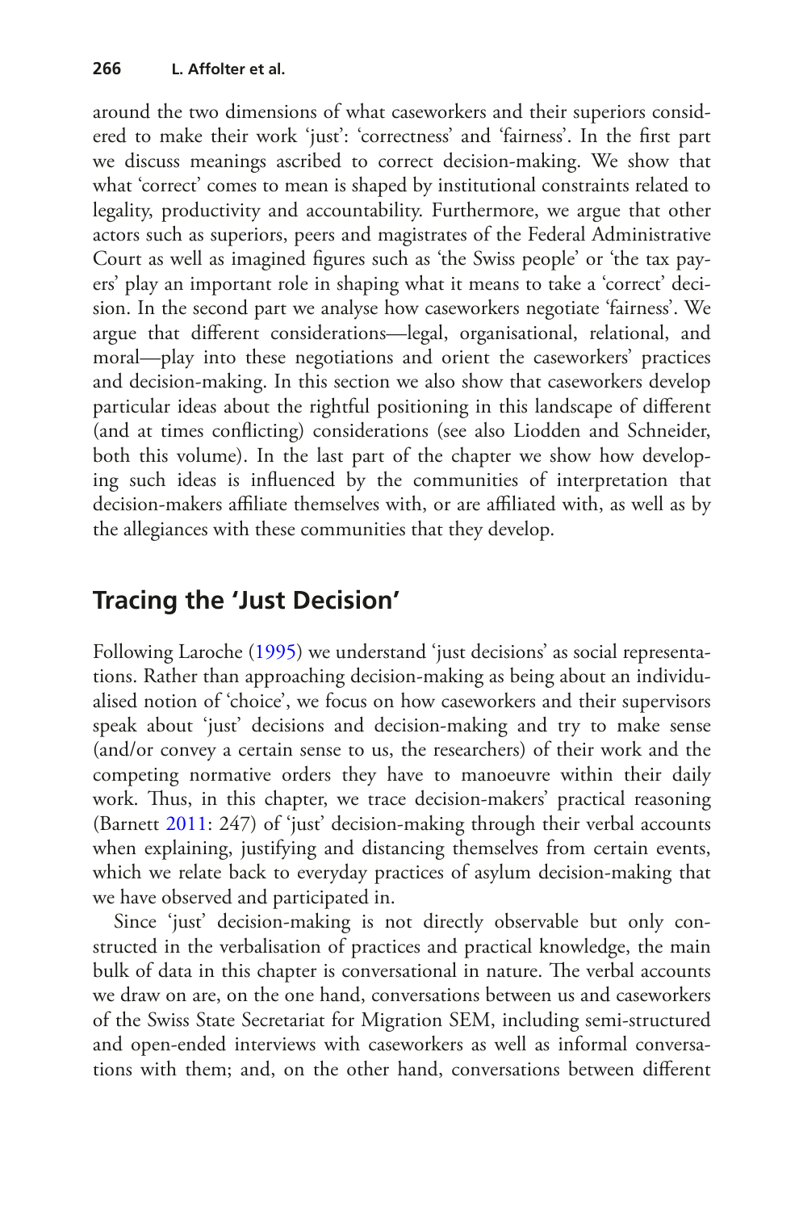around the two dimensions of what caseworkers and their superiors considered to make their work 'just': 'correctness' and 'fairness'. In the first part we discuss meanings ascribed to correct decision-making. We show that what 'correct' comes to mean is shaped by institutional constraints related to legality, productivity and accountability. Furthermore, we argue that other actors such as superiors, peers and magistrates of the Federal Administrative Court as well as imagined figures such as 'the Swiss people' or 'the tax payers' play an important role in shaping what it means to take a 'correct' decision. In the second part we analyse how caseworkers negotiate 'fairness'. We argue that different considerations—legal, organisational, relational, and moral—play into these negotiations and orient the caseworkers' practices and decision-making. In this section we also show that caseworkers develop particular ideas about the rightful positioning in this landscape of different (and at times conflicting) considerations (see also Liodden and Schneider, both this volume). In the last part of the chapter we show how developing such ideas is influenced by the communities of interpretation that decision-makers affiliate themselves with, or are affiliated with, as well as by the allegiances with these communities that they develop.

## Tracing the 'Just Decision'

Following Laroche (1995) we understand 'just decisions' as social representations. Rather than approaching decision-making as being about an individualised notion of 'choice', we focus on how caseworkers and their supervisors speak about 'just' decisions and decision-making and try to make sense (and/or convey a certain sense to us, the researchers) of their work and the competing normative orders they have to manoeuvre within their daily work. Thus, in this chapter, we trace decision-makers' practical reasoning (Barnett 2011: 247) of 'just' decision-making through their verbal accounts when explaining, justifying and distancing themselves from certain events, which we relate back to everyday practices of asylum decision-making that we have observed and participated in.

Since 'just' decision-making is not directly observable but only constructed in the verbalisation of practices and practical knowledge, the main bulk of data in this chapter is conversational in nature. The verbal accounts we draw on are, on the one hand, conversations between us and caseworkers of the Swiss State Secretariat for Migration SEM, including semi-structured and open-ended interviews with caseworkers as well as informal conversations with them; and, on the other hand, conversations between different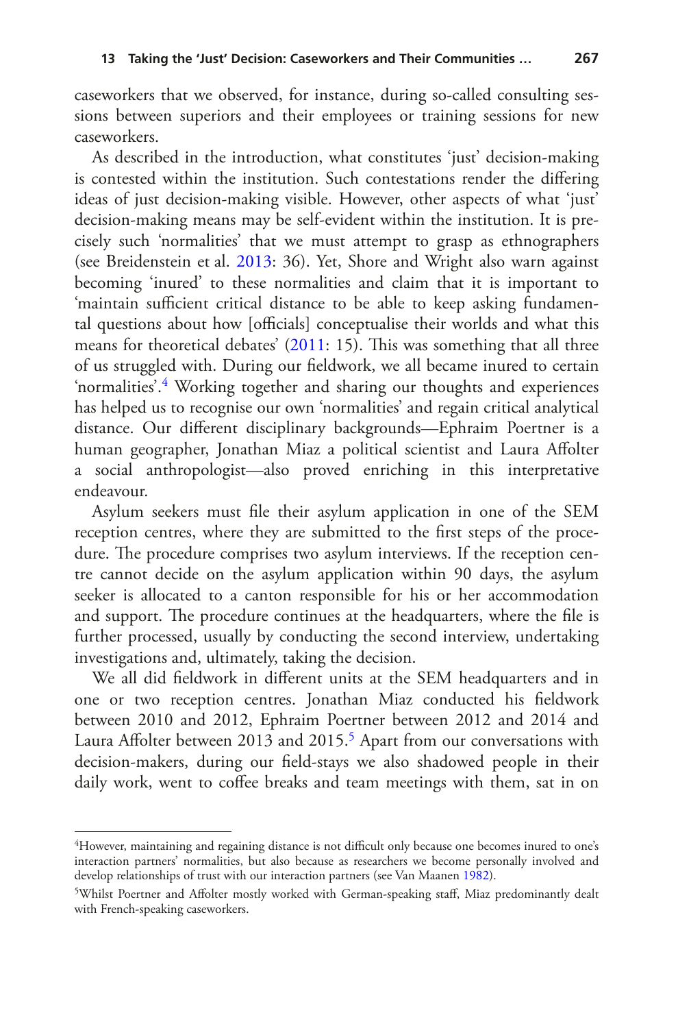caseworkers that we observed, for instance, during so-called consulting sessions between superiors and their employees or training sessions for new caseworkers.

As described in the introduction, what constitutes 'just' decision-making is contested within the institution. Such contestations render the differing ideas of just decision-making visible. However, other aspects of what 'just' decision-making means may be self-evident within the institution. It is precisely such 'normalities' that we must attempt to grasp as ethnographers (see Breidenstein et al. 2013: 36). Yet, Shore and Wright also warn against becoming 'inured' to these normalities and claim that it is important to 'maintain sufficient critical distance to be able to keep asking fundamental questions about how [officials] conceptualise their worlds and what this means for theoretical debates' (2011: 15). This was something that all three of us struggled with. During our fieldwork, we all became inured to certain 'normalities'.[4] Working together and sharing our thoughts and experiences has helped us to recognise our own 'normalities' and regain critical analytical distance. Our different disciplinary backgrounds—Ephraim Poertner is a human geographer, Jonathan Miaz a political scientist and Laura Affolter a social anthropologist—also proved enriching in this interpretative endeavour.

Asylum seekers must file their asylum application in one of the SEM reception centres, where they are submitted to the first steps of the procedure. The procedure comprises two asylum interviews. If the reception centre cannot decide on the asylum application within 90 days, the asylum seeker is allocated to a canton responsible for his or her accommodation and support. The procedure continues at the headquarters, where the file is further processed, usually by conducting the second interview, undertaking investigations and, ultimately, taking the decision.

We all did fieldwork in different units at the SEM headquarters and in one or two reception centres. Jonathan Miaz conducted his fieldwork between 2010 and 2012, Ephraim Poertner between 2012 and 2014 and Laura Affolter between 2013 and 2015.[5] Apart from our conversations with decision-makers, during our field-stays we also shadowed people in their daily work, went to coffee breaks and team meetings with them, sat in on

[4] However, maintaining and regaining distance is not difficult only because one becomes inured to one's interaction partners' normalities, but also because as researchers we become personally involved and develop relationships of trust with our interaction partners (see Van Maanen 1982).

[5] Whilst Poertner and Affolter mostly worked with German-speaking staff, Miaz predominantly dealt with French-speaking caseworkers.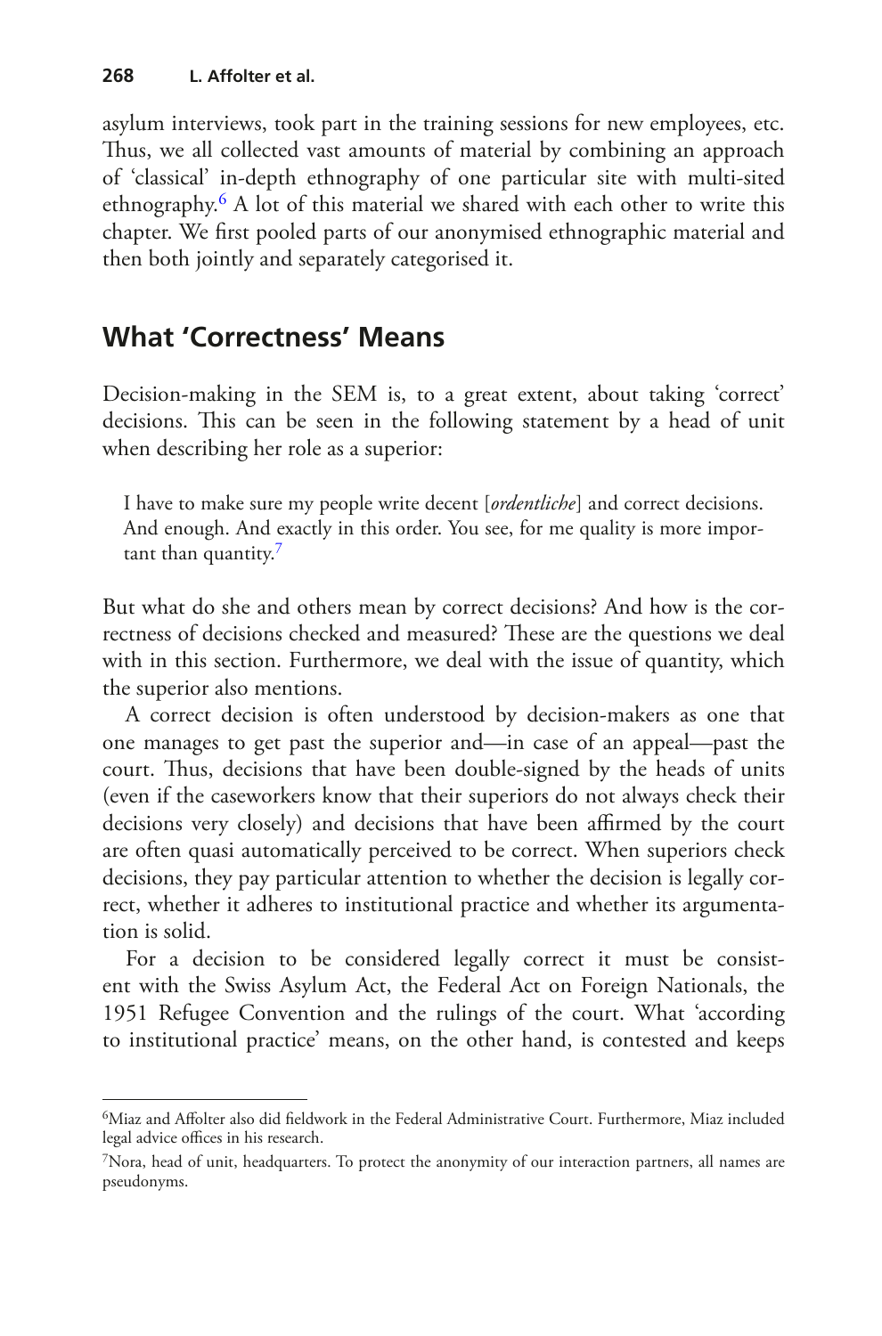asylum interviews, took part in the training sessions for new employees, etc. Thus, we all collected vast amounts of material by combining an approach of 'classical' in-depth ethnography of one particular site with multi-sited ethnography.[6] A lot of this material we shared with each other to write this chapter. We first pooled parts of our anonymised ethnographic material and then both jointly and separately categorised it.

## What 'Correctness' Means

Decision-making in the SEM is, to a great extent, about taking 'correct' decisions. This can be seen in the following statement by a head of unit when describing her role as a superior:

> I have to make sure my people write decent [*ordentliche*] and correct decisions. And enough. And exactly in this order. You see, for me quality is more important than quantity.[7]

But what do she and others mean by correct decisions? And how is the correctness of decisions checked and measured? These are the questions we deal with in this section. Furthermore, we deal with the issue of quantity, which the superior also mentions.

A correct decision is often understood by decision-makers as one that one manages to get past the superior and—in case of an appeal—past the court. Thus, decisions that have been double-signed by the heads of units (even if the caseworkers know that their superiors do not always check their decisions very closely) and decisions that have been affirmed by the court are often quasi automatically perceived to be correct. When superiors check decisions, they pay particular attention to whether the decision is legally correct, whether it adheres to institutional practice and whether its argumentation is solid.

For a decision to be considered legally correct it must be consistent with the Swiss Asylum Act, the Federal Act on Foreign Nationals, the 1951 Refugee Convention and the rulings of the court. What 'according to institutional practice' means, on the other hand, is contested and keeps

[6] Miaz and Affolter also did fieldwork in the Federal Administrative Court. Furthermore, Miaz included legal advice offices in his research.

[7] Nora, head of unit, headquarters. To protect the anonymity of our interaction partners, all names are pseudonyms.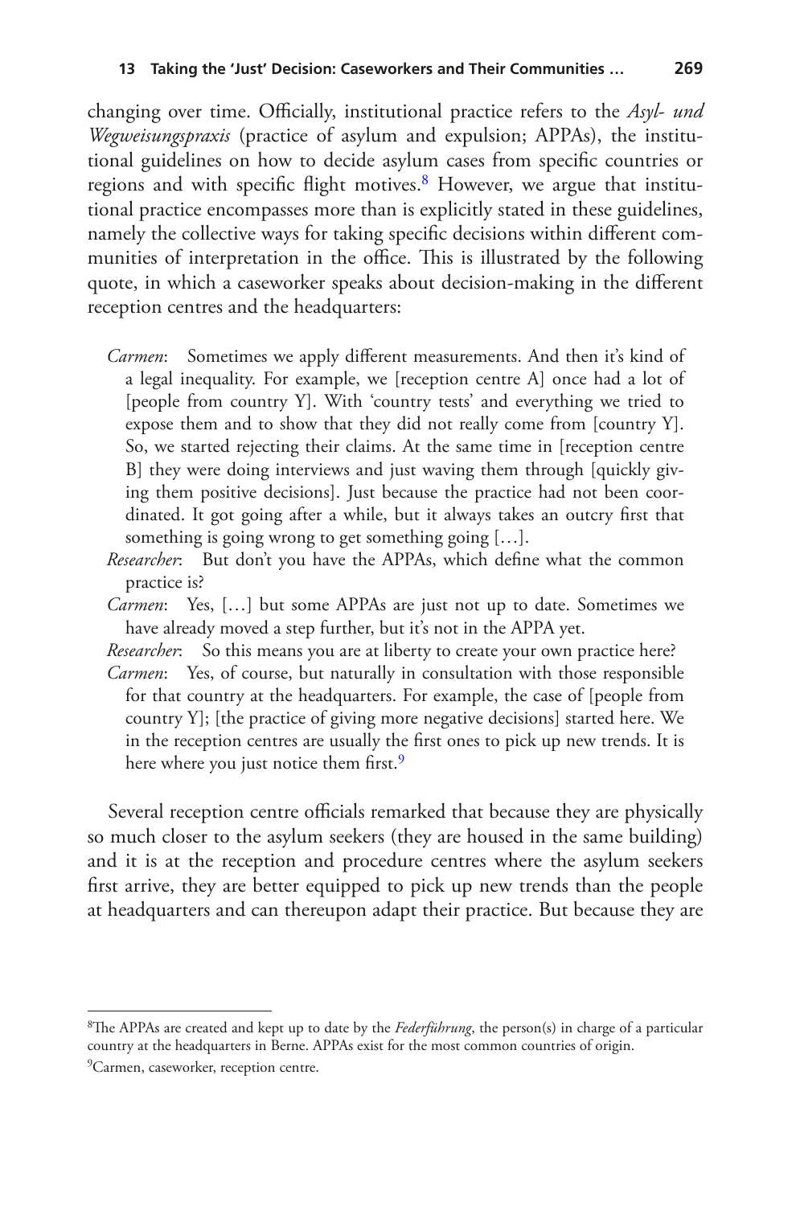changing over time. Officially, institutional practice refers to the *Asyl- und Wegweisungspraxis* (practice of asylum and expulsion; APPAs), the institutional guidelines on how to decide asylum cases from specific countries or regions and with specific flight motives.[8] However, we argue that institutional practice encompasses more than is explicitly stated in these guidelines, namely the collective ways for taking specific decisions within different communities of interpretation in the office. This is illustrated by the following quote, in which a caseworker speaks about decision-making in the different reception centres and the headquarters:

> *Carmen*: Sometimes we apply different measurements. And then it's kind of a legal inequality. For example, we [reception centre A] once had a lot of [people from country Y]. With 'country tests' and everything we tried to expose them and to show that they did not really come from [country Y]. So, we started rejecting their claims. At the same time in [reception centre B] they were doing interviews and just waving them through [quickly giving them positive decisions]. Just because the practice had not been coordinated. It got going after a while, but it always takes an outcry first that something is going wrong to get something going […].
>
> *Researcher*: But don't you have the APPAs, which define what the common practice is?
>
> *Carmen*: Yes, […] but some APPAs are just not up to date. Sometimes we have already moved a step further, but it's not in the APPA yet.
>
> *Researcher*: So this means you are at liberty to create your own practice here?
>
> *Carmen*: Yes, of course, but naturally in consultation with those responsible for that country at the headquarters. For example, the case of [people from country Y]; [the practice of giving more negative decisions] started here. We in the reception centres are usually the first ones to pick up new trends. It is here where you just notice them first.[9]

Several reception centre officials remarked that because they are physically so much closer to the asylum seekers (they are housed in the same building) and it is at the reception and procedure centres where the asylum seekers first arrive, they are better equipped to pick up new trends than the people at headquarters and can thereupon adapt their practice. But because they are

---

[8]The APPAs are created and kept up to date by the *Federführung*, the person(s) in charge of a particular country at the headquarters in Berne. APPAs exist for the most common countries of origin.

[9]Carmen, caseworker, reception centre.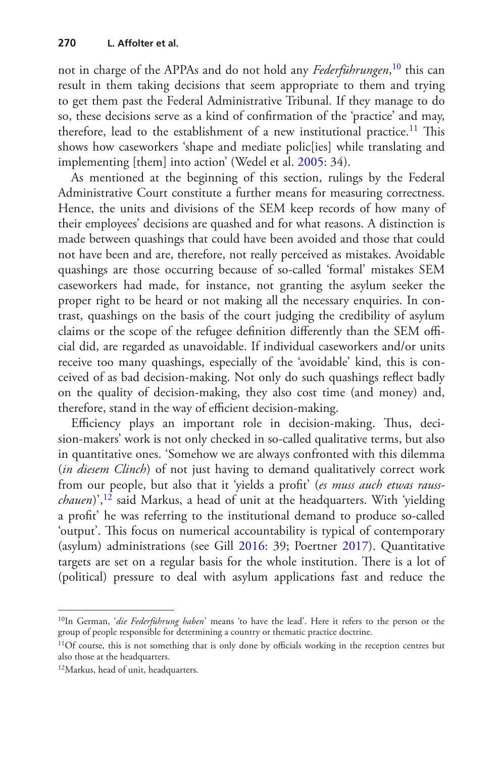not in charge of the APPAs and do not hold any *Federführungen*,[10] this can result in them taking decisions that seem appropriate to them and trying to get them past the Federal Administrative Tribunal. If they manage to do so, these decisions serve as a kind of confirmation of the 'practice' and may, therefore, lead to the establishment of a new institutional practice.[11] This shows how caseworkers 'shape and mediate polic[ies] while translating and implementing [them] into action' (Wedel et al. 2005: 34).

As mentioned at the beginning of this section, rulings by the Federal Administrative Court constitute a further means for measuring correctness. Hence, the units and divisions of the SEM keep records of how many of their employees' decisions are quashed and for what reasons. A distinction is made between quashings that could have been avoided and those that could not have been and are, therefore, not really perceived as mistakes. Avoidable quashings are those occurring because of so-called 'formal' mistakes SEM caseworkers had made, for instance, not granting the asylum seeker the proper right to be heard or not making all the necessary enquiries. In contrast, quashings on the basis of the court judging the credibility of asylum claims or the scope of the refugee definition differently than the SEM official did, are regarded as unavoidable. If individual caseworkers and/or units receive too many quashings, especially of the 'avoidable' kind, this is conceived of as bad decision-making. Not only do such quashings reflect badly on the quality of decision-making, they also cost time (and money) and, therefore, stand in the way of efficient decision-making.

Efficiency plays an important role in decision-making. Thus, decision-makers' work is not only checked in so-called qualitative terms, but also in quantitative ones. 'Somehow we are always confronted with this dilemma (*in diesem Clinch*) of not just having to demand qualitatively correct work from our people, but also that it 'yields a profit' (*es muss auch etwas rausschauen*)',[12] said Markus, a head of unit at the headquarters. With 'yielding a profit' he was referring to the institutional demand to produce so-called 'output'. This focus on numerical accountability is typical of contemporary (asylum) administrations (see Gill 2016: 39; Poertner 2017). Quantitative targets are set on a regular basis for the whole institution. There is a lot of (political) pressure to deal with asylum applications fast and reduce the

---

[10] In German, '*die Federführung haben*' means 'to have the lead'. Here it refers to the person or the group of people responsible for determining a country or thematic practice doctrine.

[11] Of course, this is not something that is only done by officials working in the reception centres but also those at the headquarters.

[12] Markus, head of unit, headquarters.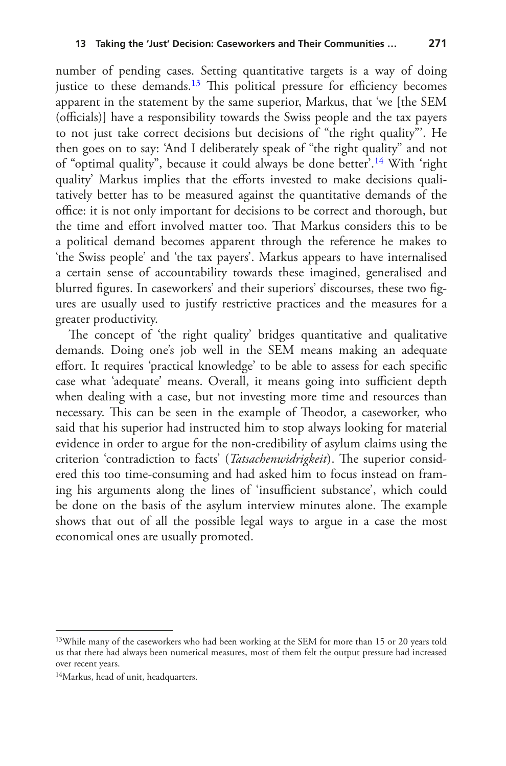number of pending cases. Setting quantitative targets is a way of doing justice to these demands.[13] This political pressure for efficiency becomes apparent in the statement by the same superior, Markus, that 'we [the SEM (officials)] have a responsibility towards the Swiss people and the tax payers to not just take correct decisions but decisions of "the right quality"'. He then goes on to say: 'And I deliberately speak of "the right quality" and not of "optimal quality", because it could always be done better'.[14] With 'right quality' Markus implies that the efforts invested to make decisions qualitatively better has to be measured against the quantitative demands of the office: it is not only important for decisions to be correct and thorough, but the time and effort involved matter too. That Markus considers this to be a political demand becomes apparent through the reference he makes to 'the Swiss people' and 'the tax payers'. Markus appears to have internalised a certain sense of accountability towards these imagined, generalised and blurred figures. In caseworkers' and their superiors' discourses, these two figures are usually used to justify restrictive practices and the measures for a greater productivity.

The concept of 'the right quality' bridges quantitative and qualitative demands. Doing one's job well in the SEM means making an adequate effort. It requires 'practical knowledge' to be able to assess for each specific case what 'adequate' means. Overall, it means going into sufficient depth when dealing with a case, but not investing more time and resources than necessary. This can be seen in the example of Theodor, a caseworker, who said that his superior had instructed him to stop always looking for material evidence in order to argue for the non-credibility of asylum claims using the criterion 'contradiction to facts' (*Tatsachenwidrigkeit*). The superior considered this too time-consuming and had asked him to focus instead on framing his arguments along the lines of 'insufficient substance', which could be done on the basis of the asylum interview minutes alone. The example shows that out of all the possible legal ways to argue in a case the most economical ones are usually promoted.

---

[13] While many of the caseworkers who had been working at the SEM for more than 15 or 20 years told us that there had always been numerical measures, most of them felt the output pressure had increased over recent years.

[14] Markus, head of unit, headquarters.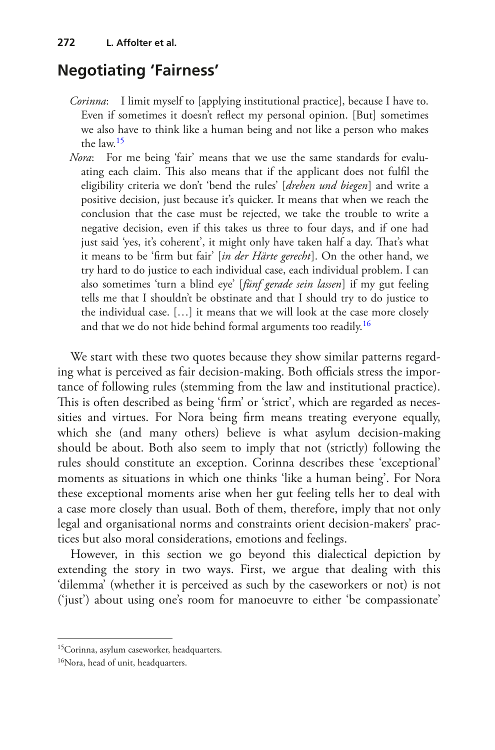## Negotiating 'Fairness'

*Corinna*: I limit myself to [applying institutional practice], because I have to. Even if sometimes it doesn't reflect my personal opinion. [But] sometimes we also have to think like a human being and not like a person who makes the law.[15]

*Nora*: For me being 'fair' means that we use the same standards for evaluating each claim. This also means that if the applicant does not fulfil the eligibility criteria we don't 'bend the rules' [*drehen und biegen*] and write a positive decision, just because it's quicker. It means that when we reach the conclusion that the case must be rejected, we take the trouble to write a negative decision, even if this takes us three to four days, and if one had just said 'yes, it's coherent', it might only have taken half a day. That's what it means to be 'firm but fair' [*in der Härte gerecht*]. On the other hand, we try hard to do justice to each individual case, each individual problem. I can also sometimes 'turn a blind eye' [*fünf gerade sein lassen*] if my gut feeling tells me that I shouldn't be obstinate and that I should try to do justice to the individual case. […] it means that we will look at the case more closely and that we do not hide behind formal arguments too readily.[16]

We start with these two quotes because they show similar patterns regarding what is perceived as fair decision-making. Both officials stress the importance of following rules (stemming from the law and institutional practice). This is often described as being 'firm' or 'strict', which are regarded as necessities and virtues. For Nora being firm means treating everyone equally, which she (and many others) believe is what asylum decision-making should be about. Both also seem to imply that not (strictly) following the rules should constitute an exception. Corinna describes these 'exceptional' moments as situations in which one thinks 'like a human being'. For Nora these exceptional moments arise when her gut feeling tells her to deal with a case more closely than usual. Both of them, therefore, imply that not only legal and organisational norms and constraints orient decision-makers' practices but also moral considerations, emotions and feelings.

However, in this section we go beyond this dialectical depiction by extending the story in two ways. First, we argue that dealing with this 'dilemma' (whether it is perceived as such by the caseworkers or not) is not ('just') about using one's room for manoeuvre to either 'be compassionate'

[15]Corinna, asylum caseworker, headquarters.

[16]Nora, head of unit, headquarters.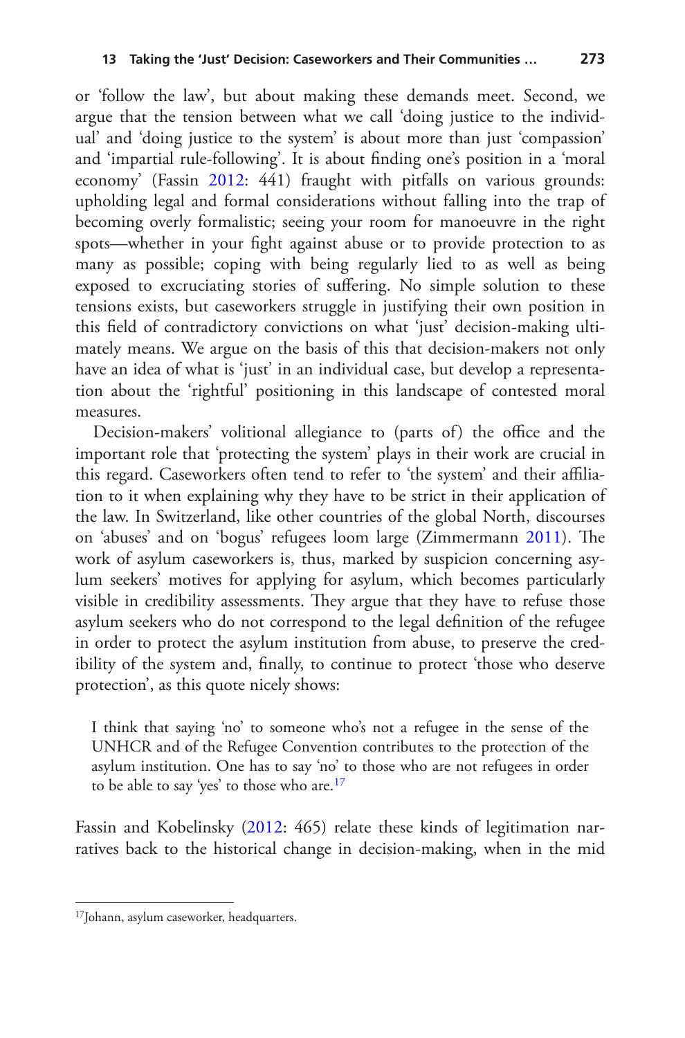or 'follow the law', but about making these demands meet. Second, we argue that the tension between what we call 'doing justice to the individual' and 'doing justice to the system' is about more than just 'compassion' and 'impartial rule-following'. It is about finding one's position in a 'moral economy' (Fassin 2012: 441) fraught with pitfalls on various grounds: upholding legal and formal considerations without falling into the trap of becoming overly formalistic; seeing your room for manoeuvre in the right spots—whether in your fight against abuse or to provide protection to as many as possible; coping with being regularly lied to as well as being exposed to excruciating stories of suffering. No simple solution to these tensions exists, but caseworkers struggle in justifying their own position in this field of contradictory convictions on what 'just' decision-making ultimately means. We argue on the basis of this that decision-makers not only have an idea of what is 'just' in an individual case, but develop a representation about the 'rightful' positioning in this landscape of contested moral measures.

Decision-makers' volitional allegiance to (parts of) the office and the important role that 'protecting the system' plays in their work are crucial in this regard. Caseworkers often tend to refer to 'the system' and their affiliation to it when explaining why they have to be strict in their application of the law. In Switzerland, like other countries of the global North, discourses on 'abuses' and on 'bogus' refugees loom large (Zimmermann 2011). The work of asylum caseworkers is, thus, marked by suspicion concerning asylum seekers' motives for applying for asylum, which becomes particularly visible in credibility assessments. They argue that they have to refuse those asylum seekers who do not correspond to the legal definition of the refugee in order to protect the asylum institution from abuse, to preserve the credibility of the system and, finally, to continue to protect 'those who deserve protection', as this quote nicely shows:

> I think that saying 'no' to someone who's not a refugee in the sense of the UNHCR and of the Refugee Convention contributes to the protection of the asylum institution. One has to say 'no' to those who are not refugees in order to be able to say 'yes' to those who are.[17]

Fassin and Kobelinsky (2012: 465) relate these kinds of legitimation narratives back to the historical change in decision-making, when in the mid

[17] Johann, asylum caseworker, headquarters.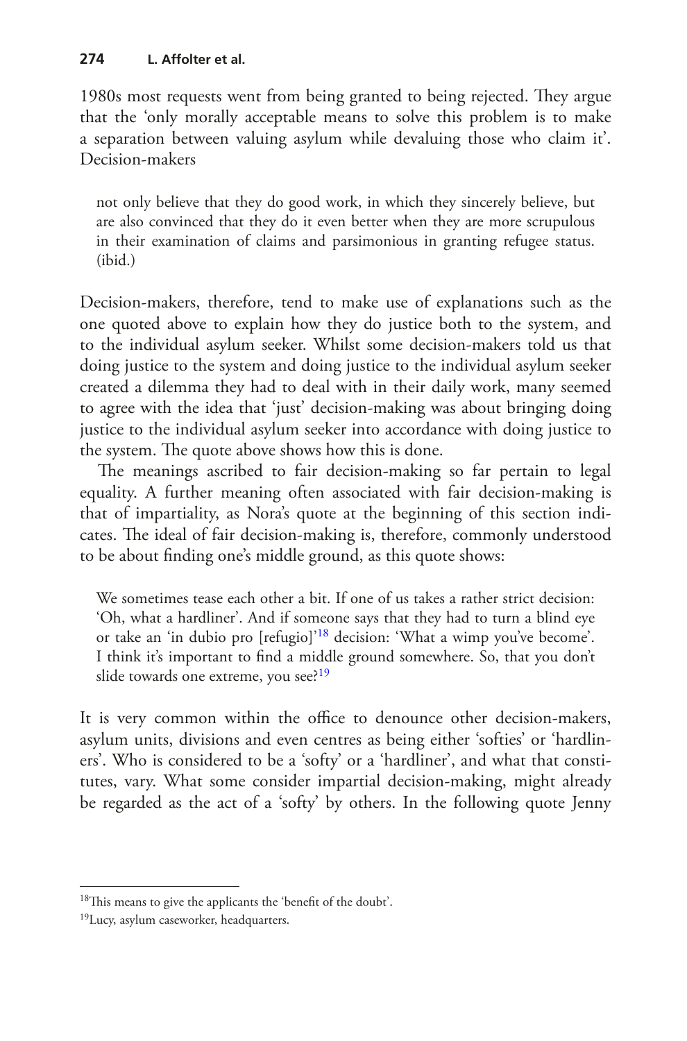1980s most requests went from being granted to being rejected. They argue that the 'only morally acceptable means to solve this problem is to make a separation between valuing asylum while devaluing those who claim it'. Decision-makers

> not only believe that they do good work, in which they sincerely believe, but are also convinced that they do it even better when they are more scrupulous in their examination of claims and parsimonious in granting refugee status. (ibid.)

Decision-makers, therefore, tend to make use of explanations such as the one quoted above to explain how they do justice both to the system, and to the individual asylum seeker. Whilst some decision-makers told us that doing justice to the system and doing justice to the individual asylum seeker created a dilemma they had to deal with in their daily work, many seemed to agree with the idea that 'just' decision-making was about bringing doing justice to the individual asylum seeker into accordance with doing justice to the system. The quote above shows how this is done.

The meanings ascribed to fair decision-making so far pertain to legal equality. A further meaning often associated with fair decision-making is that of impartiality, as Nora's quote at the beginning of this section indicates. The ideal of fair decision-making is, therefore, commonly understood to be about finding one's middle ground, as this quote shows:

> We sometimes tease each other a bit. If one of us takes a rather strict decision: 'Oh, what a hardliner'. And if someone says that they had to turn a blind eye or take an 'in dubio pro [refugio]'[18] decision: 'What a wimp you've become'. I think it's important to find a middle ground somewhere. So, that you don't slide towards one extreme, you see?[19]

It is very common within the office to denounce other decision-makers, asylum units, divisions and even centres as being either 'softies' or 'hardliners'. Who is considered to be a 'softy' or a 'hardliner', and what that constitutes, vary. What some consider impartial decision-making, might already be regarded as the act of a 'softy' by others. In the following quote Jenny

[18] This means to give the applicants the 'benefit of the doubt'.

[19] Lucy, asylum caseworker, headquarters.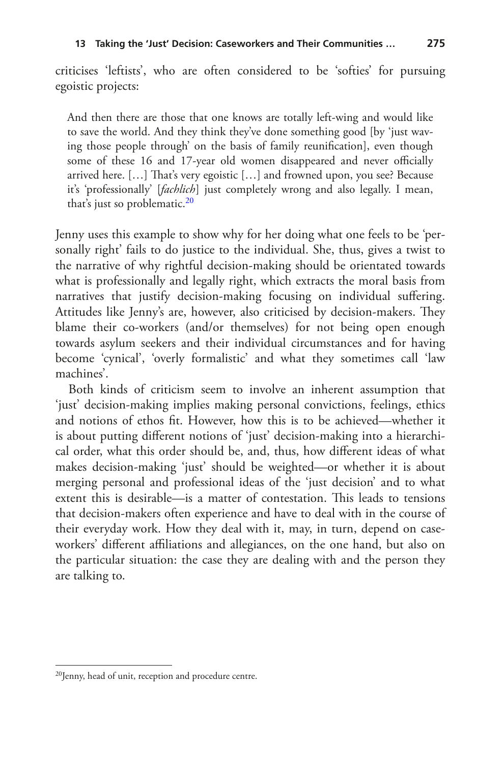criticises 'leftists', who are often considered to be 'softies' for pursuing egoistic projects:

> And then there are those that one knows are totally left-wing and would like to save the world. And they think they've done something good [by 'just waving those people through' on the basis of family reunification], even though some of these 16 and 17-year old women disappeared and never officially arrived here. […] That's very egoistic […] and frowned upon, you see? Because it's 'professionally' [*fachlich*] just completely wrong and also legally. I mean, that's just so problematic.[20]

Jenny uses this example to show why for her doing what one feels to be 'personally right' fails to do justice to the individual. She, thus, gives a twist to the narrative of why rightful decision-making should be orientated towards what is professionally and legally right, which extracts the moral basis from narratives that justify decision-making focusing on individual suffering. Attitudes like Jenny's are, however, also criticised by decision-makers. They blame their co-workers (and/or themselves) for not being open enough towards asylum seekers and their individual circumstances and for having become 'cynical', 'overly formalistic' and what they sometimes call 'law machines'.

Both kinds of criticism seem to involve an inherent assumption that 'just' decision-making implies making personal convictions, feelings, ethics and notions of ethos fit. However, how this is to be achieved—whether it is about putting different notions of 'just' decision-making into a hierarchical order, what this order should be, and, thus, how different ideas of what makes decision-making 'just' should be weighted—or whether it is about merging personal and professional ideas of the 'just decision' and to what extent this is desirable—is a matter of contestation. This leads to tensions that decision-makers often experience and have to deal with in the course of their everyday work. How they deal with it, may, in turn, depend on caseworkers' different affiliations and allegiances, on the one hand, but also on the particular situation: the case they are dealing with and the person they are talking to.

[20] Jenny, head of unit, reception and procedure centre.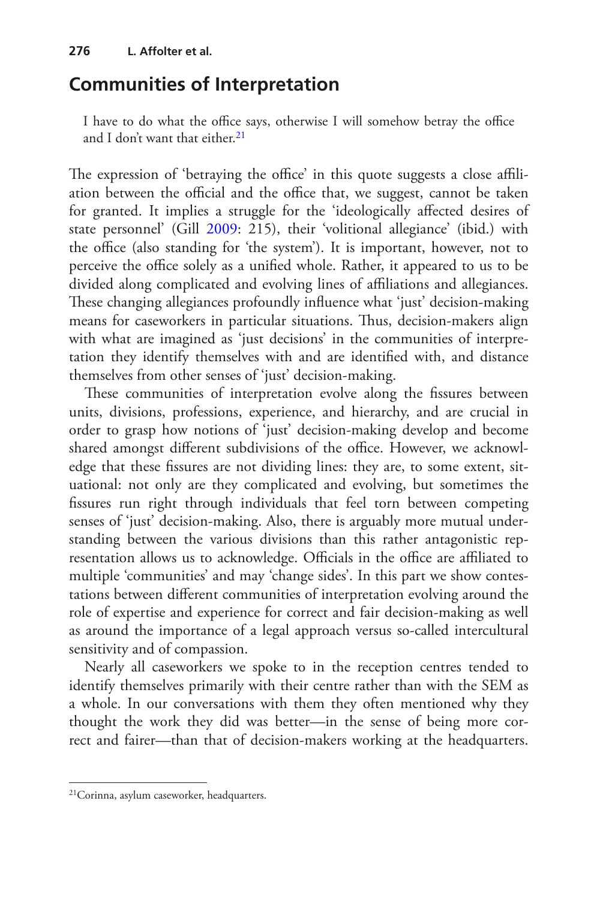## Communities of Interpretation

> I have to do what the office says, otherwise I will somehow betray the office and I don't want that either.[21]

The expression of 'betraying the office' in this quote suggests a close affiliation between the official and the office that, we suggest, cannot be taken for granted. It implies a struggle for the 'ideologically affected desires of state personnel' (Gill 2009: 215), their 'volitional allegiance' (ibid.) with the office (also standing for 'the system'). It is important, however, not to perceive the office solely as a unified whole. Rather, it appeared to us to be divided along complicated and evolving lines of affiliations and allegiances. These changing allegiances profoundly influence what 'just' decision-making means for caseworkers in particular situations. Thus, decision-makers align with what are imagined as 'just decisions' in the communities of interpretation they identify themselves with and are identified with, and distance themselves from other senses of 'just' decision-making.

These communities of interpretation evolve along the fissures between units, divisions, professions, experience, and hierarchy, and are crucial in order to grasp how notions of 'just' decision-making develop and become shared amongst different subdivisions of the office. However, we acknowledge that these fissures are not dividing lines: they are, to some extent, situational: not only are they complicated and evolving, but sometimes the fissures run right through individuals that feel torn between competing senses of 'just' decision-making. Also, there is arguably more mutual understanding between the various divisions than this rather antagonistic representation allows us to acknowledge. Officials in the office are affiliated to multiple 'communities' and may 'change sides'. In this part we show contestations between different communities of interpretation evolving around the role of expertise and experience for correct and fair decision-making as well as around the importance of a legal approach versus so-called intercultural sensitivity and of compassion.

Nearly all caseworkers we spoke to in the reception centres tended to identify themselves primarily with their centre rather than with the SEM as a whole. In our conversations with them they often mentioned why they thought the work they did was better—in the sense of being more correct and fairer—than that of decision-makers working at the headquarters.

---

[21] Corinna, asylum caseworker, headquarters.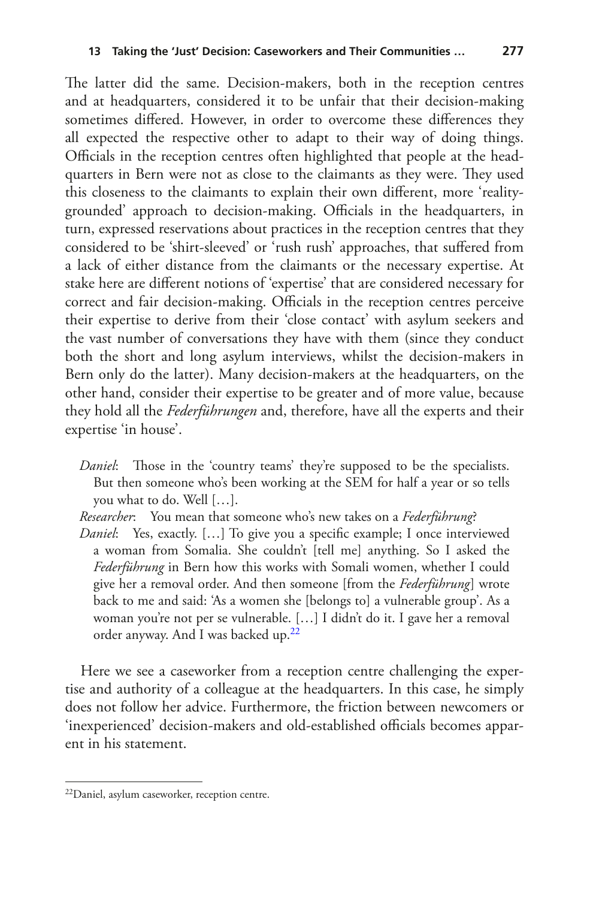The latter did the same. Decision-makers, both in the reception centres and at headquarters, considered it to be unfair that their decision-making sometimes differed. However, in order to overcome these differences they all expected the respective other to adapt to their way of doing things. Officials in the reception centres often highlighted that people at the headquarters in Bern were not as close to the claimants as they were. They used this closeness to the claimants to explain their own different, more 'reality-grounded' approach to decision-making. Officials in the headquarters, in turn, expressed reservations about practices in the reception centres that they considered to be 'shirt-sleeved' or 'rush rush' approaches, that suffered from a lack of either distance from the claimants or the necessary expertise. At stake here are different notions of 'expertise' that are considered necessary for correct and fair decision-making. Officials in the reception centres perceive their expertise to derive from their 'close contact' with asylum seekers and the vast number of conversations they have with them (since they conduct both the short and long asylum interviews, whilst the decision-makers in Bern only do the latter). Many decision-makers at the headquarters, on the other hand, consider their expertise to be greater and of more value, because they hold all the *Federführungen* and, therefore, have all the experts and their expertise 'in house'.

*Daniel*: Those in the 'country teams' they're supposed to be the specialists. But then someone who's been working at the SEM for half a year or so tells you what to do. Well […].

*Researcher*: You mean that someone who's new takes on a *Federführung*?

*Daniel*: Yes, exactly. […] To give you a specific example; I once interviewed a woman from Somalia. She couldn't [tell me] anything. So I asked the *Federführung* in Bern how this works with Somali women, whether I could give her a removal order. And then someone [from the *Federführung*] wrote back to me and said: 'As a women she [belongs to] a vulnerable group'. As a woman you're not per se vulnerable. […] I didn't do it. I gave her a removal order anyway. And I was backed up.[22]

Here we see a caseworker from a reception centre challenging the expertise and authority of a colleague at the headquarters. In this case, he simply does not follow her advice. Furthermore, the friction between newcomers or 'inexperienced' decision-makers and old-established officials becomes apparent in his statement.

[22]Daniel, asylum caseworker, reception centre.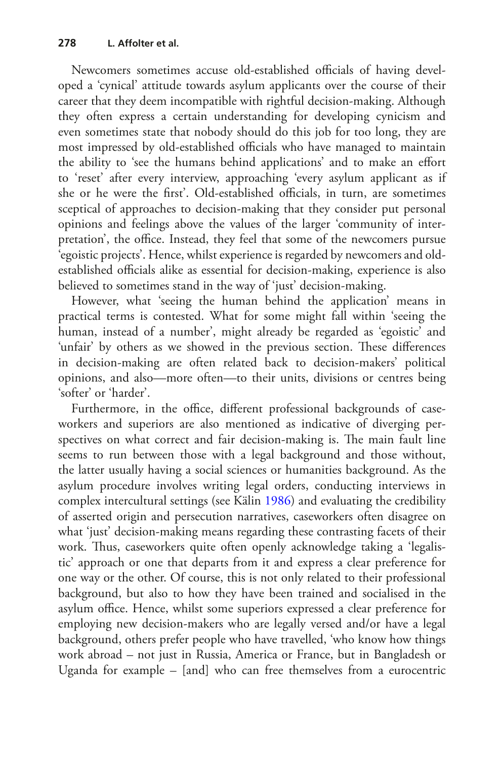Newcomers sometimes accuse old-established officials of having developed a 'cynical' attitude towards asylum applicants over the course of their career that they deem incompatible with rightful decision-making. Although they often express a certain understanding for developing cynicism and even sometimes state that nobody should do this job for too long, they are most impressed by old-established officials who have managed to maintain the ability to 'see the humans behind applications' and to make an effort to 'reset' after every interview, approaching 'every asylum applicant as if she or he were the first'. Old-established officials, in turn, are sometimes sceptical of approaches to decision-making that they consider put personal opinions and feelings above the values of the larger 'community of interpretation', the office. Instead, they feel that some of the newcomers pursue 'egoistic projects'. Hence, whilst experience is regarded by newcomers and old-established officials alike as essential for decision-making, experience is also believed to sometimes stand in the way of 'just' decision-making.

However, what 'seeing the human behind the application' means in practical terms is contested. What for some might fall within 'seeing the human, instead of a number', might already be regarded as 'egoistic' and 'unfair' by others as we showed in the previous section. These differences in decision-making are often related back to decision-makers' political opinions, and also—more often—to their units, divisions or centres being 'softer' or 'harder'.

Furthermore, in the office, different professional backgrounds of caseworkers and superiors are also mentioned as indicative of diverging perspectives on what correct and fair decision-making is. The main fault line seems to run between those with a legal background and those without, the latter usually having a social sciences or humanities background. As the asylum procedure involves writing legal orders, conducting interviews in complex intercultural settings (see Kälin 1986) and evaluating the credibility of asserted origin and persecution narratives, caseworkers often disagree on what 'just' decision-making means regarding these contrasting facets of their work. Thus, caseworkers quite often openly acknowledge taking a 'legalistic' approach or one that departs from it and express a clear preference for one way or the other. Of course, this is not only related to their professional background, but also to how they have been trained and socialised in the asylum office. Hence, whilst some superiors expressed a clear preference for employing new decision-makers who are legally versed and/or have a legal background, others prefer people who have travelled, 'who know how things work abroad – not just in Russia, America or France, but in Bangladesh or Uganda for example – [and] who can free themselves from a eurocentric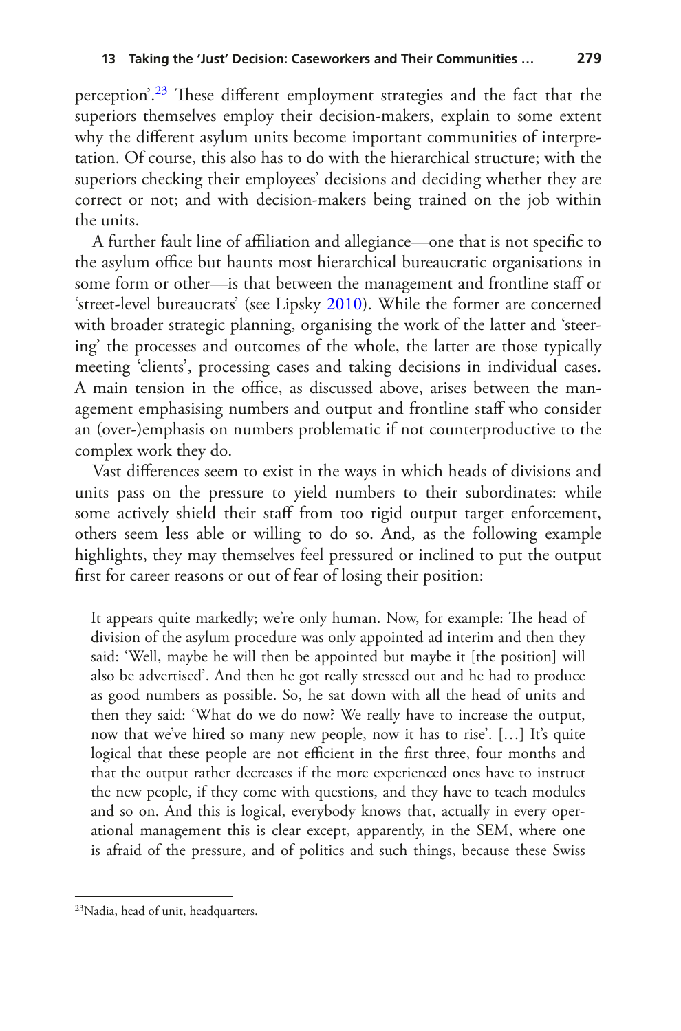perception'.[23] These different employment strategies and the fact that the superiors themselves employ their decision-makers, explain to some extent why the different asylum units become important communities of interpretation. Of course, this also has to do with the hierarchical structure; with the superiors checking their employees' decisions and deciding whether they are correct or not; and with decision-makers being trained on the job within the units.

A further fault line of affiliation and allegiance—one that is not specific to the asylum office but haunts most hierarchical bureaucratic organisations in some form or other—is that between the management and frontline staff or 'street-level bureaucrats' (see Lipsky 2010). While the former are concerned with broader strategic planning, organising the work of the latter and 'steering' the processes and outcomes of the whole, the latter are those typically meeting 'clients', processing cases and taking decisions in individual cases. A main tension in the office, as discussed above, arises between the management emphasising numbers and output and frontline staff who consider an (over-)emphasis on numbers problematic if not counterproductive to the complex work they do.

Vast differences seem to exist in the ways in which heads of divisions and units pass on the pressure to yield numbers to their subordinates: while some actively shield their staff from too rigid output target enforcement, others seem less able or willing to do so. And, as the following example highlights, they may themselves feel pressured or inclined to put the output first for career reasons or out of fear of losing their position:

> It appears quite markedly; we're only human. Now, for example: The head of division of the asylum procedure was only appointed ad interim and then they said: 'Well, maybe he will then be appointed but maybe it [the position] will also be advertised'. And then he got really stressed out and he had to produce as good numbers as possible. So, he sat down with all the head of units and then they said: 'What do we do now? We really have to increase the output, now that we've hired so many new people, now it has to rise'. […] It's quite logical that these people are not efficient in the first three, four months and that the output rather decreases if the more experienced ones have to instruct the new people, if they come with questions, and they have to teach modules and so on. And this is logical, everybody knows that, actually in every operational management this is clear except, apparently, in the SEM, where one is afraid of the pressure, and of politics and such things, because these Swiss

[23] Nadia, head of unit, headquarters.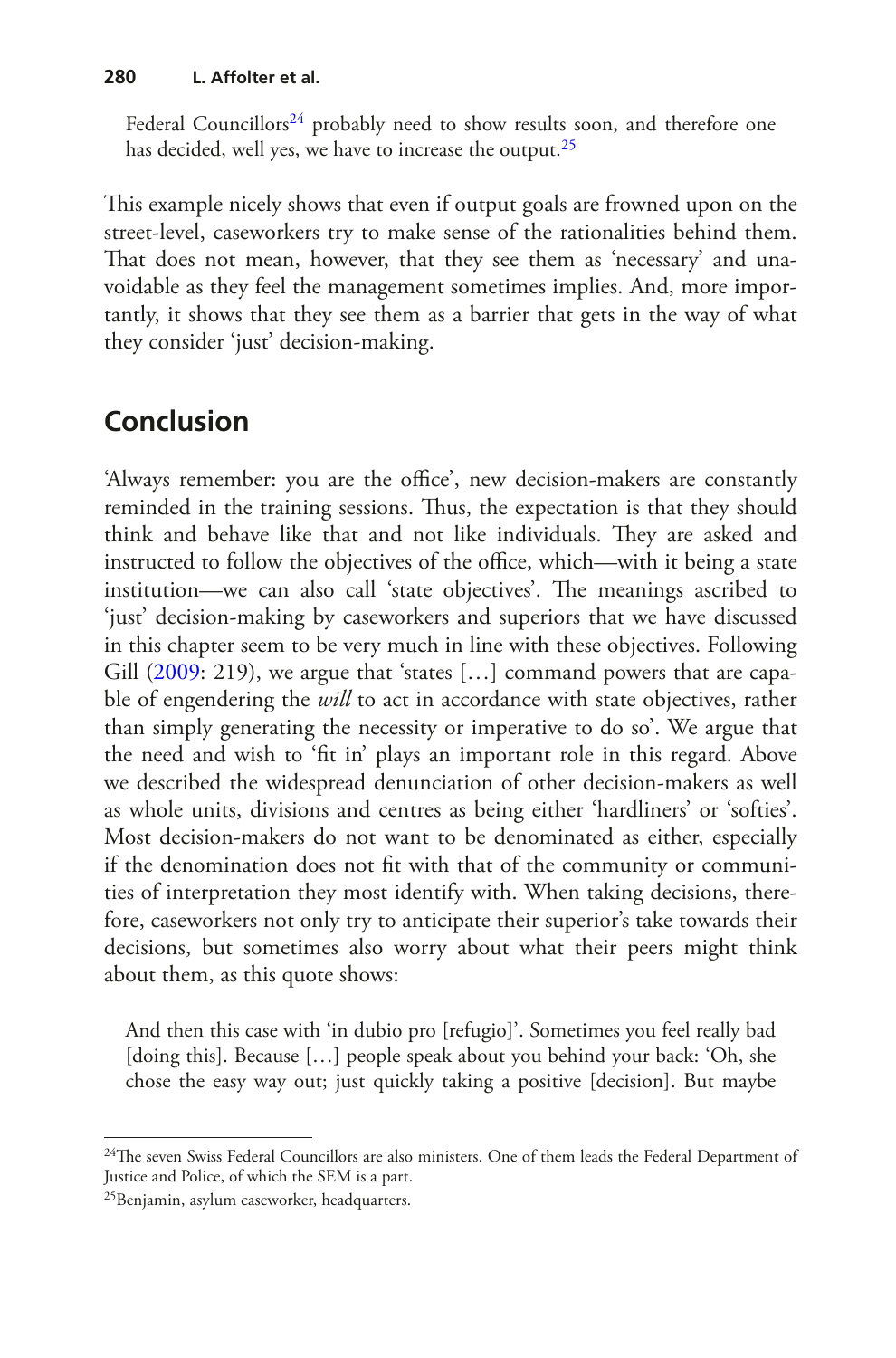Federal Councillors[24] probably need to show results soon, and therefore one has decided, well yes, we have to increase the output.[25]

This example nicely shows that even if output goals are frowned upon on the street-level, caseworkers try to make sense of the rationalities behind them. That does not mean, however, that they see them as 'necessary' and unavoidable as they feel the management sometimes implies. And, more importantly, it shows that they see them as a barrier that gets in the way of what they consider 'just' decision-making.

## Conclusion

'Always remember: you are the office', new decision-makers are constantly reminded in the training sessions. Thus, the expectation is that they should think and behave like that and not like individuals. They are asked and instructed to follow the objectives of the office, which—with it being a state institution—we can also call 'state objectives'. The meanings ascribed to 'just' decision-making by caseworkers and superiors that we have discussed in this chapter seem to be very much in line with these objectives. Following Gill (2009: 219), we argue that 'states […] command powers that are capable of engendering the *will* to act in accordance with state objectives, rather than simply generating the necessity or imperative to do so'. We argue that the need and wish to 'fit in' plays an important role in this regard. Above we described the widespread denunciation of other decision-makers as well as whole units, divisions and centres as being either 'hardliners' or 'softies'. Most decision-makers do not want to be denominated as either, especially if the denomination does not fit with that of the community or communities of interpretation they most identify with. When taking decisions, therefore, caseworkers not only try to anticipate their superior's take towards their decisions, but sometimes also worry about what their peers might think about them, as this quote shows:

> And then this case with 'in dubio pro [refugio]'. Sometimes you feel really bad [doing this]. Because […] people speak about you behind your back: 'Oh, she chose the easy way out; just quickly taking a positive [decision]. But maybe

[24] The seven Swiss Federal Councillors are also ministers. One of them leads the Federal Department of Justice and Police, of which the SEM is a part.

[25] Benjamin, asylum caseworker, headquarters.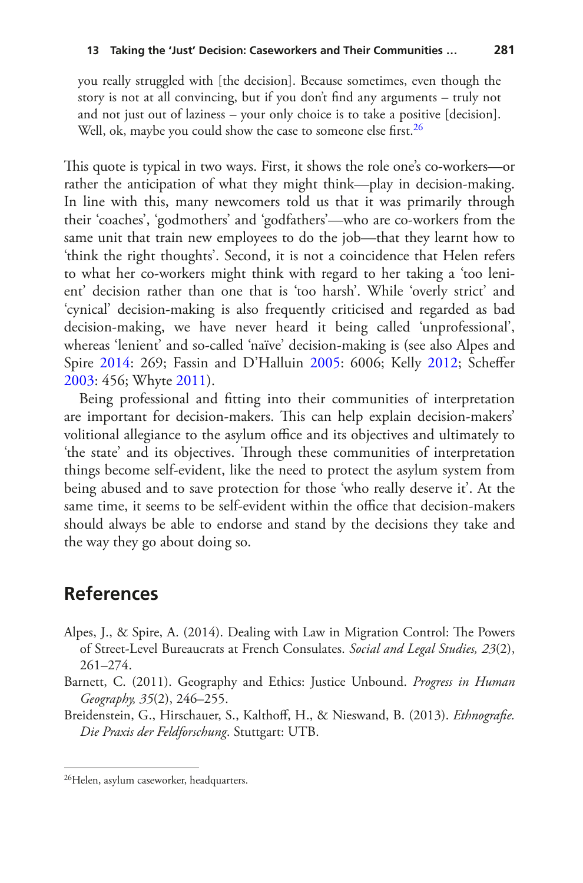you really struggled with [the decision]. Because sometimes, even though the story is not at all convincing, but if you don't find any arguments – truly not and not just out of laziness – your only choice is to take a positive [decision]. Well, ok, maybe you could show the case to someone else first.[26]

This quote is typical in two ways. First, it shows the role one's co-workers—or rather the anticipation of what they might think—play in decision-making. In line with this, many newcomers told us that it was primarily through their 'coaches', 'godmothers' and 'godfathers'—who are co-workers from the same unit that train new employees to do the job—that they learnt how to 'think the right thoughts'. Second, it is not a coincidence that Helen refers to what her co-workers might think with regard to her taking a 'too lenient' decision rather than one that is 'too harsh'. While 'overly strict' and 'cynical' decision-making is also frequently criticised and regarded as bad decision-making, we have never heard it being called 'unprofessional', whereas 'lenient' and so-called 'naïve' decision-making is (see also Alpes and Spire 2014: 269; Fassin and D'Halluin 2005: 6006; Kelly 2012; Scheffer 2003: 456; Whyte 2011).

Being professional and fitting into their communities of interpretation are important for decision-makers. This can help explain decision-makers' volitional allegiance to the asylum office and its objectives and ultimately to 'the state' and its objectives. Through these communities of interpretation things become self-evident, like the need to protect the asylum system from being abused and to save protection for those 'who really deserve it'. At the same time, it seems to be self-evident within the office that decision-makers should always be able to endorse and stand by the decisions they take and the way they go about doing so.

## References

Alpes, J., & Spire, A. (2014). Dealing with Law in Migration Control: The Powers of Street-Level Bureaucrats at French Consulates. *Social and Legal Studies, 23*(2), 261–274.

Barnett, C. (2011). Geography and Ethics: Justice Unbound. *Progress in Human Geography, 35*(2), 246–255.

Breidenstein, G., Hirschauer, S., Kalthoff, H., & Nieswand, B. (2013). *Ethnografie. Die Praxis der Feldforschung*. Stuttgart: UTB.

[26] Helen, asylum caseworker, headquarters.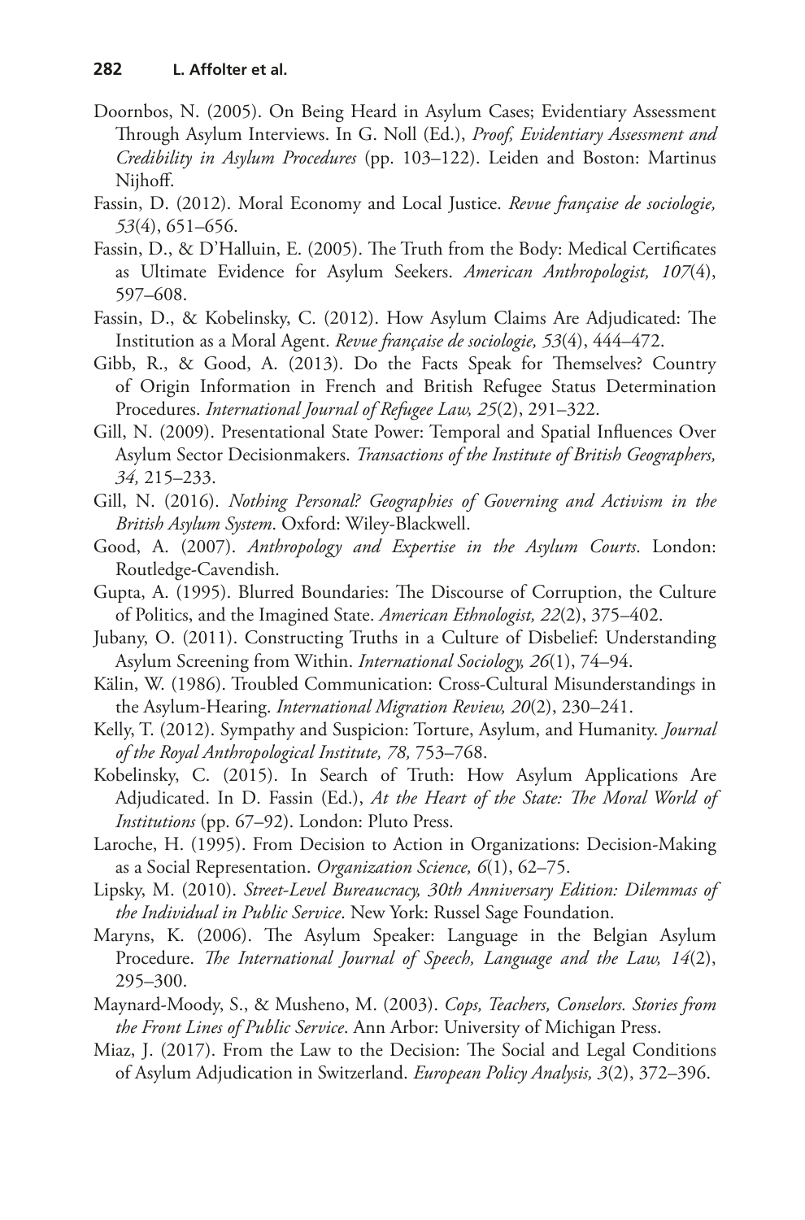Doornbos, N. (2005). On Being Heard in Asylum Cases; Evidentiary Assessment Through Asylum Interviews. In G. Noll (Ed.), *Proof, Evidentiary Assessment and Credibility in Asylum Procedures* (pp. 103–122). Leiden and Boston: Martinus Nijhoff.

Fassin, D. (2012). Moral Economy and Local Justice. *Revue française de sociologie, 53*(4), 651–656.

Fassin, D., & D'Halluin, E. (2005). The Truth from the Body: Medical Certificates as Ultimate Evidence for Asylum Seekers. *American Anthropologist, 107*(4), 597–608.

Fassin, D., & Kobelinsky, C. (2012). How Asylum Claims Are Adjudicated: The Institution as a Moral Agent. *Revue française de sociologie, 53*(4), 444–472.

Gibb, R., & Good, A. (2013). Do the Facts Speak for Themselves? Country of Origin Information in French and British Refugee Status Determination Procedures. *International Journal of Refugee Law, 25*(2), 291–322.

Gill, N. (2009). Presentational State Power: Temporal and Spatial Influences Over Asylum Sector Decisionmakers. *Transactions of the Institute of British Geographers, 34,* 215–233.

Gill, N. (2016). *Nothing Personal? Geographies of Governing and Activism in the British Asylum System*. Oxford: Wiley-Blackwell.

Good, A. (2007). *Anthropology and Expertise in the Asylum Courts*. London: Routledge-Cavendish.

Gupta, A. (1995). Blurred Boundaries: The Discourse of Corruption, the Culture of Politics, and the Imagined State. *American Ethnologist, 22*(2), 375–402.

Jubany, O. (2011). Constructing Truths in a Culture of Disbelief: Understanding Asylum Screening from Within. *International Sociology, 26*(1), 74–94.

Kälin, W. (1986). Troubled Communication: Cross-Cultural Misunderstandings in the Asylum-Hearing. *International Migration Review, 20*(2), 230–241.

Kelly, T. (2012). Sympathy and Suspicion: Torture, Asylum, and Humanity. *Journal of the Royal Anthropological Institute, 78,* 753–768.

Kobelinsky, C. (2015). In Search of Truth: How Asylum Applications Are Adjudicated. In D. Fassin (Ed.), *At the Heart of the State: The Moral World of Institutions* (pp. 67–92). London: Pluto Press.

Laroche, H. (1995). From Decision to Action in Organizations: Decision-Making as a Social Representation. *Organization Science, 6*(1), 62–75.

Lipsky, M. (2010). *Street-Level Bureaucracy, 30th Anniversary Edition: Dilemmas of the Individual in Public Service*. New York: Russel Sage Foundation.

Maryns, K. (2006). The Asylum Speaker: Language in the Belgian Asylum Procedure. *The International Journal of Speech, Language and the Law, 14*(2), 295–300.

Maynard-Moody, S., & Musheno, M. (2003). *Cops, Teachers, Conselors. Stories from the Front Lines of Public Service*. Ann Arbor: University of Michigan Press.

Miaz, J. (2017). From the Law to the Decision: The Social and Legal Conditions of Asylum Adjudication in Switzerland. *European Policy Analysis, 3*(2), 372–396.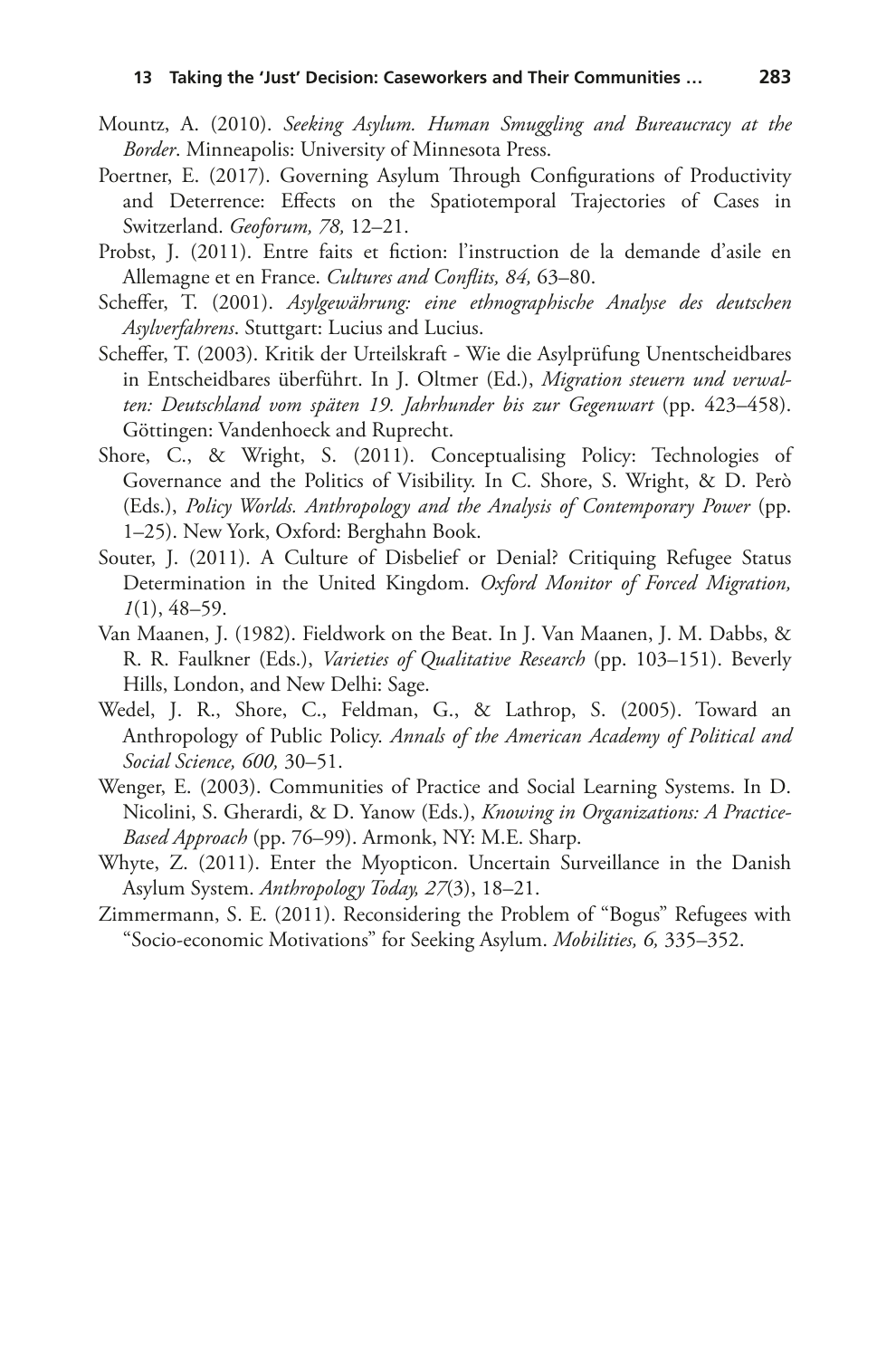Mountz, A. (2010). *Seeking Asylum. Human Smuggling and Bureaucracy at the Border*. Minneapolis: University of Minnesota Press.

Poertner, E. (2017). Governing Asylum Through Configurations of Productivity and Deterrence: Effects on the Spatiotemporal Trajectories of Cases in Switzerland. *Geoforum, 78,* 12–21.

Probst, J. (2011). Entre faits et fiction: l'instruction de la demande d'asile en Allemagne et en France. *Cultures and Conflits, 84,* 63–80.

Scheffer, T. (2001). *Asylgewährung: eine ethnographische Analyse des deutschen Asylverfahrens*. Stuttgart: Lucius and Lucius.

Scheffer, T. (2003). Kritik der Urteilskraft - Wie die Asylprüfung Unentscheidbares in Entscheidbares überführt. In J. Oltmer (Ed.), *Migration steuern und verwalten: Deutschland vom späten 19. Jahrhunder bis zur Gegenwart* (pp. 423–458). Göttingen: Vandenhoeck and Ruprecht.

Shore, C., & Wright, S. (2011). Conceptualising Policy: Technologies of Governance and the Politics of Visibility. In C. Shore, S. Wright, & D. Però (Eds.), *Policy Worlds. Anthropology and the Analysis of Contemporary Power* (pp. 1–25). New York, Oxford: Berghahn Book.

Souter, J. (2011). A Culture of Disbelief or Denial? Critiquing Refugee Status Determination in the United Kingdom. *Oxford Monitor of Forced Migration, 1*(1), 48–59.

Van Maanen, J. (1982). Fieldwork on the Beat. In J. Van Maanen, J. M. Dabbs, & R. R. Faulkner (Eds.), *Varieties of Qualitative Research* (pp. 103–151). Beverly Hills, London, and New Delhi: Sage.

Wedel, J. R., Shore, C., Feldman, G., & Lathrop, S. (2005). Toward an Anthropology of Public Policy. *Annals of the American Academy of Political and Social Science, 600,* 30–51.

Wenger, E. (2003). Communities of Practice and Social Learning Systems. In D. Nicolini, S. Gherardi, & D. Yanow (Eds.), *Knowing in Organizations: A Practice-Based Approach* (pp. 76–99). Armonk, NY: M.E. Sharp.

Whyte, Z. (2011). Enter the Myopticon. Uncertain Surveillance in the Danish Asylum System. *Anthropology Today, 27*(3), 18–21.

Zimmermann, S. E. (2011). Reconsidering the Problem of "Bogus" Refugees with "Socio-economic Motivations" for Seeking Asylum. *Mobilities, 6,* 335–352.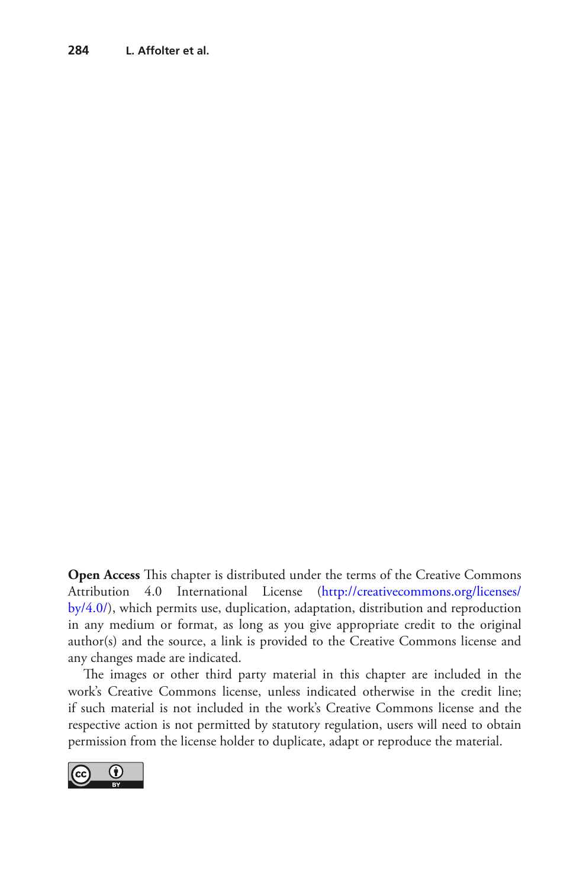**Open Access** This chapter is distributed under the terms of the Creative Commons Attribution 4.0 International License (http://creativecommons.org/licenses/by/4.0/), which permits use, duplication, adaptation, distribution and reproduction in any medium or format, as long as you give appropriate credit to the original author(s) and the source, a link is provided to the Creative Commons license and any changes made are indicated.

The images or other third party material in this chapter are included in the work's Creative Commons license, unless indicated otherwise in the credit line; if such material is not included in the work's Creative Commons license and the respective action is not permitted by statutory regulation, users will need to obtain permission from the license holder to duplicate, adapt or reproduce the material.